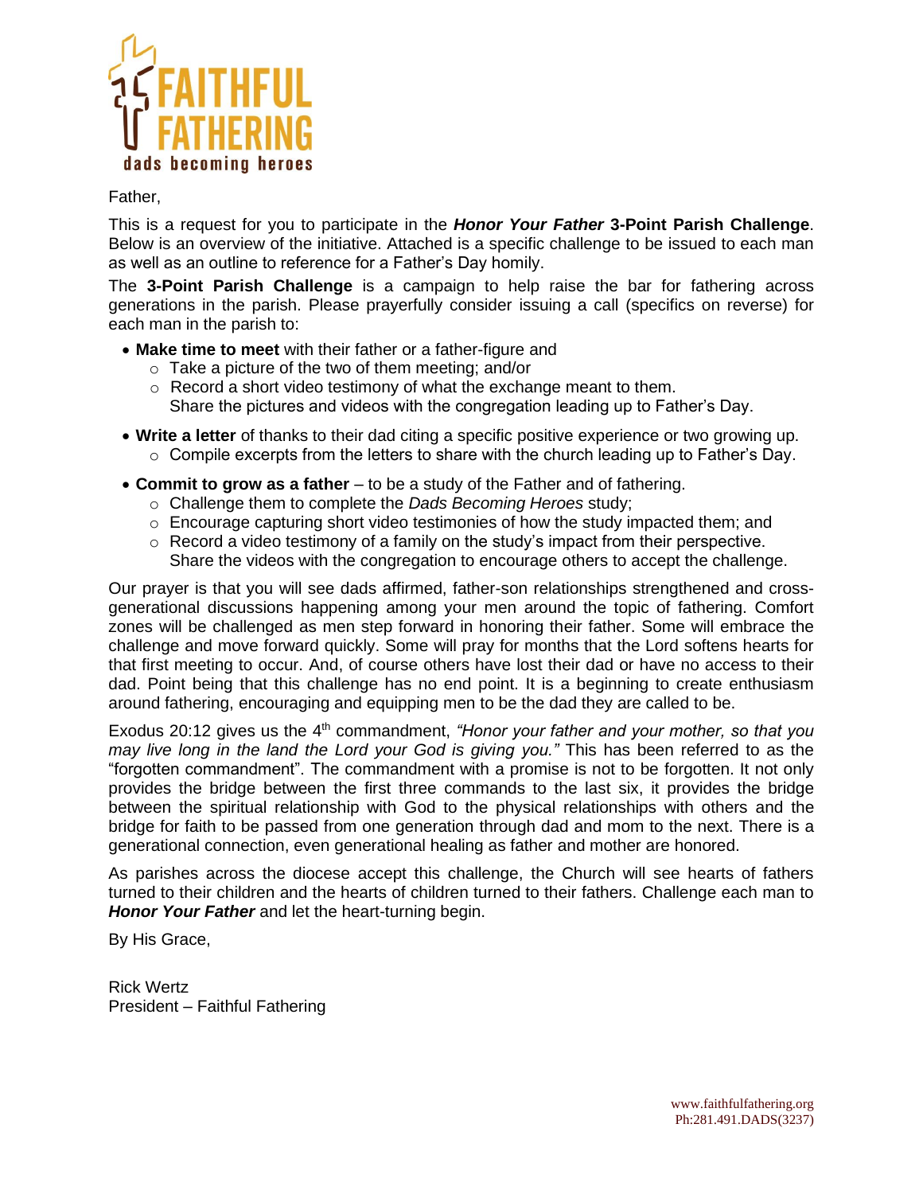FAITHFUL FATHERING
dads becoming heroes

Father,

This is a request for you to participate in the ***Honor Your Father*** **3-Point Parish Challenge**. Below is an overview of the initiative. Attached is a specific challenge to be issued to each man as well as an outline to reference for a Father's Day homily.

The **3-Point Parish Challenge** is a campaign to help raise the bar for fathering across generations in the parish. Please prayerfully consider issuing a call (specifics on reverse) for each man in the parish to:

- **Make time to meet** with their father or a father-figure and
  - Take a picture of the two of them meeting; and/or
  - Record a short video testimony of what the exchange meant to them.
    Share the pictures and videos with the congregation leading up to Father's Day.
- **Write a letter** of thanks to their dad citing a specific positive experience or two growing up.
  - Compile excerpts from the letters to share with the church leading up to Father's Day.
- **Commit to grow as a father** – to be a study of the Father and of fathering.
  - Challenge them to complete the *Dads Becoming Heroes* study;
  - Encourage capturing short video testimonies of how the study impacted them; and
  - Record a video testimony of a family on the study's impact from their perspective.
    Share the videos with the congregation to encourage others to accept the challenge.

Our prayer is that you will see dads affirmed, father-son relationships strengthened and cross-generational discussions happening among your men around the topic of fathering. Comfort zones will be challenged as men step forward in honoring their father. Some will embrace the challenge and move forward quickly. Some will pray for months that the Lord softens hearts for that first meeting to occur. And, of course others have lost their dad or have no access to their dad. Point being that this challenge has no end point. It is a beginning to create enthusiasm around fathering, encouraging and equipping men to be the dad they are called to be.

Exodus 20:12 gives us the 4th commandment, *"Honor your father and your mother, so that you may live long in the land the Lord your God is giving you."* This has been referred to as the "forgotten commandment". The commandment with a promise is not to be forgotten. It not only provides the bridge between the first three commands to the last six, it provides the bridge between the spiritual relationship with God to the physical relationships with others and the bridge for faith to be passed from one generation through dad and mom to the next. There is a generational connection, even generational healing as father and mother are honored.

As parishes across the diocese accept this challenge, the Church will see hearts of fathers turned to their children and the hearts of children turned to their fathers. Challenge each man to ***Honor Your Father*** and let the heart-turning begin.

By His Grace,

Rick Wertz
President – Faithful Fathering

www.faithfulfathering.org
Ph:281.491.DADS(3237)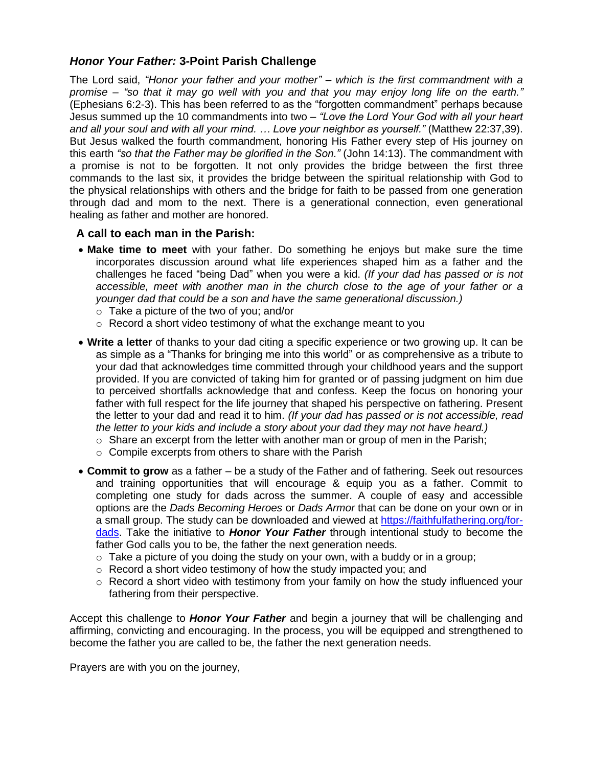## *Honor Your Father:* 3-Point Parish Challenge

The Lord said, *"Honor your father and your mother" – which is the first commandment with a promise – "so that it may go well with you and that you may enjoy long life on the earth."* (Ephesians 6:2-3). This has been referred to as the "forgotten commandment" perhaps because Jesus summed up the 10 commandments into two – *"Love the Lord Your God with all your heart and all your soul and with all your mind. … Love your neighbor as yourself."* (Matthew 22:37,39). But Jesus walked the fourth commandment, honoring His Father every step of His journey on this earth *"so that the Father may be glorified in the Son."* (John 14:13). The commandment with a promise is not to be forgotten. It not only provides the bridge between the first three commands to the last six, it provides the bridge between the spiritual relationship with God to the physical relationships with others and the bridge for faith to be passed from one generation through dad and mom to the next. There is a generational connection, even generational healing as father and mother are honored.

### A call to each man in the Parish:

- **Make time to meet** with your father. Do something he enjoys but make sure the time incorporates discussion around what life experiences shaped him as a father and the challenges he faced "being Dad" when you were a kid. *(If your dad has passed or is not accessible, meet with another man in the church close to the age of your father or a younger dad that could be a son and have the same generational discussion.)*
  - Take a picture of the two of you; and/or
  - Record a short video testimony of what the exchange meant to you
- **Write a letter** of thanks to your dad citing a specific experience or two growing up. It can be as simple as a "Thanks for bringing me into this world" or as comprehensive as a tribute to your dad that acknowledges time committed through your childhood years and the support provided. If you are convicted of taking him for granted or of passing judgment on him due to perceived shortfalls acknowledge that and confess. Keep the focus on honoring your father with full respect for the life journey that shaped his perspective on fathering. Present the letter to your dad and read it to him. *(If your dad has passed or is not accessible, read the letter to your kids and include a story about your dad they may not have heard.)*
  - Share an excerpt from the letter with another man or group of men in the Parish;
  - Compile excerpts from others to share with the Parish
- **Commit to grow** as a father – be a study of the Father and of fathering. Seek out resources and training opportunities that will encourage & equip you as a father. Commit to completing one study for dads across the summer. A couple of easy and accessible options are the *Dads Becoming Heroes* or *Dads Armor* that can be done on your own or in a small group. The study can be downloaded and viewed at [https://faithfulfathering.org/for-dads](https://faithfulfathering.org/for-dads). Take the initiative to ***Honor Your Father*** through intentional study to become the father God calls you to be, the father the next generation needs.
  - Take a picture of you doing the study on your own, with a buddy or in a group;
  - Record a short video testimony of how the study impacted you; and
  - Record a short video with testimony from your family on how the study influenced your fathering from their perspective.

Accept this challenge to ***Honor Your Father*** and begin a journey that will be challenging and affirming, convicting and encouraging. In the process, you will be equipped and strengthened to become the father you are called to be, the father the next generation needs.

Prayers are with you on the journey,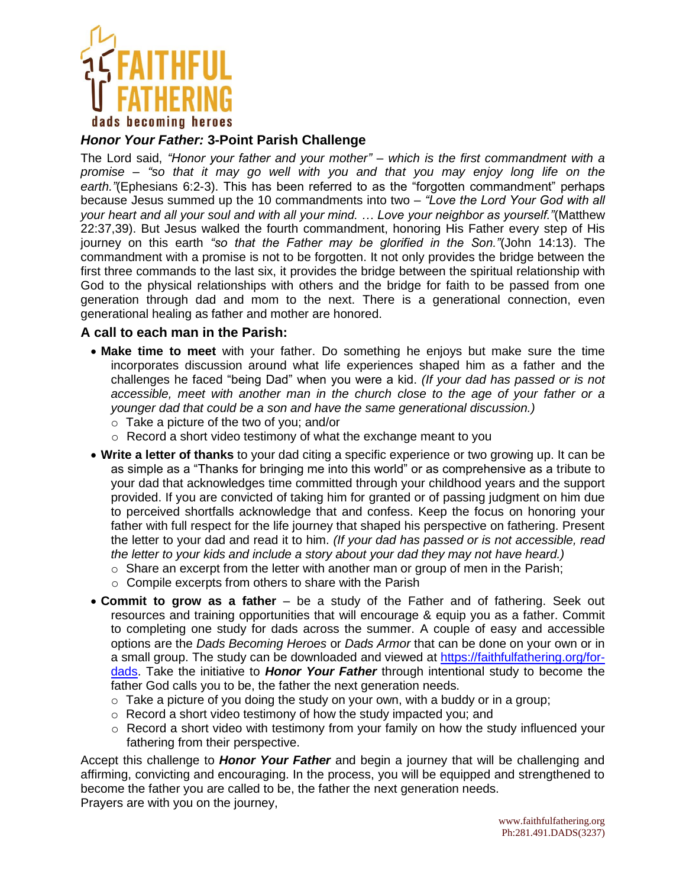FAITHFUL FATHERING

dads becoming heroes

### *Honor Your Father:* 3-Point Parish Challenge

The Lord said, *"Honor your father and your mother" – which is the first commandment with a promise – "so that it may go well with you and that you may enjoy long life on the earth."*(Ephesians 6:2-3). This has been referred to as the "forgotten commandment" perhaps because Jesus summed up the 10 commandments into two – *"Love the Lord Your God with all your heart and all your soul and with all your mind. … Love your neighbor as yourself."*(Matthew 22:37,39). But Jesus walked the fourth commandment, honoring His Father every step of His journey on this earth *"so that the Father may be glorified in the Son."*(John 14:13). The commandment with a promise is not to be forgotten. It not only provides the bridge between the first three commands to the last six, it provides the bridge between the spiritual relationship with God to the physical relationships with others and the bridge for faith to be passed from one generation through dad and mom to the next. There is a generational connection, even generational healing as father and mother are honored.

### A call to each man in the Parish:

- **Make time to meet** with your father. Do something he enjoys but make sure the time incorporates discussion around what life experiences shaped him as a father and the challenges he faced "being Dad" when you were a kid. *(If your dad has passed or is not accessible, meet with another man in the church close to the age of your father or a younger dad that could be a son and have the same generational discussion.)*
  - Take a picture of the two of you; and/or
  - Record a short video testimony of what the exchange meant to you
- **Write a letter of thanks** to your dad citing a specific experience or two growing up. It can be as simple as a "Thanks for bringing me into this world" or as comprehensive as a tribute to your dad that acknowledges time committed through your childhood years and the support provided. If you are convicted of taking him for granted or of passing judgment on him due to perceived shortfalls acknowledge that and confess. Keep the focus on honoring your father with full respect for the life journey that shaped his perspective on fathering. Present the letter to your dad and read it to him. *(If your dad has passed or is not accessible, read the letter to your kids and include a story about your dad they may not have heard.)*
  - Share an excerpt from the letter with another man or group of men in the Parish;
  - Compile excerpts from others to share with the Parish
- **Commit to grow as a father** – be a study of the Father and of fathering. Seek out resources and training opportunities that will encourage & equip you as a father. Commit to completing one study for dads across the summer. A couple of easy and accessible options are the *Dads Becoming Heroes* or *Dads Armor* that can be done on your own or in a small group. The study can be downloaded and viewed at [https://faithfulfathering.org/for-dads](https://faithfulfathering.org/for-dads). Take the initiative to ***Honor Your Father*** through intentional study to become the father God calls you to be, the father the next generation needs.
  - Take a picture of you doing the study on your own, with a buddy or in a group;
  - Record a short video testimony of how the study impacted you; and
  - Record a short video with testimony from your family on how the study influenced your fathering from their perspective.

Accept this challenge to ***Honor Your Father*** and begin a journey that will be challenging and affirming, convicting and encouraging. In the process, you will be equipped and strengthened to become the father you are called to be, the father the next generation needs.
Prayers are with you on the journey,

www.faithfulfathering.org
Ph:281.491.DADS(3237)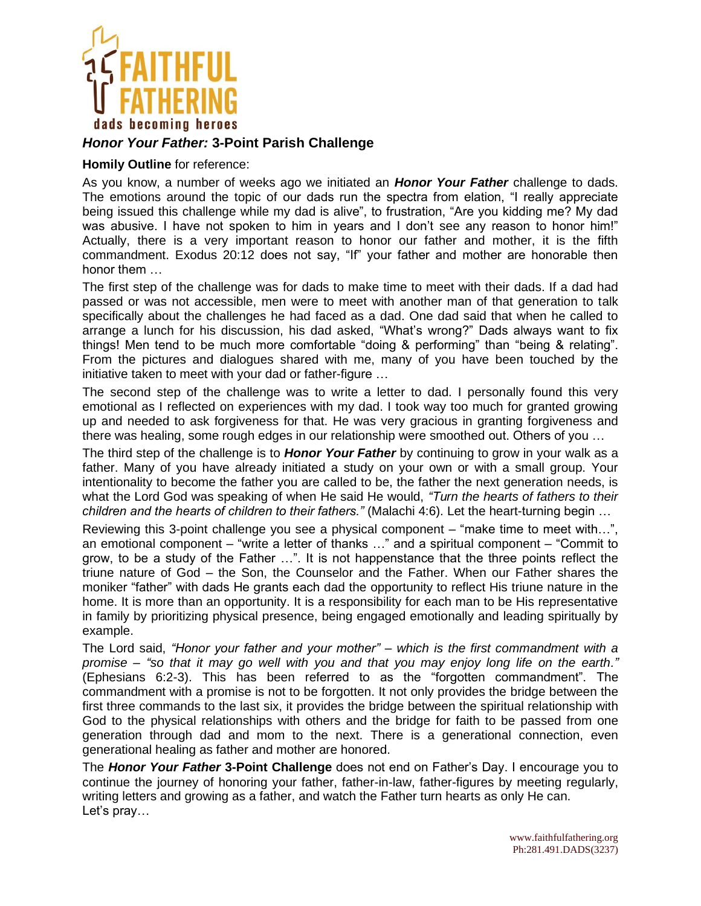FAITHFUL FATHERING

dads becoming heroes

## *Honor Your Father:* 3-Point Parish Challenge

**Homily Outline** for reference:

As you know, a number of weeks ago we initiated an ***Honor Your Father*** challenge to dads. The emotions around the topic of our dads run the spectra from elation, "I really appreciate being issued this challenge while my dad is alive", to frustration, "Are you kidding me? My dad was abusive. I have not spoken to him in years and I don't see any reason to honor him!" Actually, there is a very important reason to honor our father and mother, it is the fifth commandment. Exodus 20:12 does not say, "If" your father and mother are honorable then honor them …

The first step of the challenge was for dads to make time to meet with their dads. If a dad had passed or was not accessible, men were to meet with another man of that generation to talk specifically about the challenges he had faced as a dad. One dad said that when he called to arrange a lunch for his discussion, his dad asked, "What's wrong?" Dads always want to fix things! Men tend to be much more comfortable "doing & performing" than "being & relating". From the pictures and dialogues shared with me, many of you have been touched by the initiative taken to meet with your dad or father-figure …

The second step of the challenge was to write a letter to dad. I personally found this very emotional as I reflected on experiences with my dad. I took way too much for granted growing up and needed to ask forgiveness for that. He was very gracious in granting forgiveness and there was healing, some rough edges in our relationship were smoothed out. Others of you …

The third step of the challenge is to ***Honor Your Father*** by continuing to grow in your walk as a father. Many of you have already initiated a study on your own or with a small group. Your intentionality to become the father you are called to be, the father the next generation needs, is what the Lord God was speaking of when He said He would, *"Turn the hearts of fathers to their children and the hearts of children to their fathers."* (Malachi 4:6). Let the heart-turning begin …

Reviewing this 3-point challenge you see a physical component – "make time to meet with…", an emotional component – "write a letter of thanks …" and a spiritual component – "Commit to grow, to be a study of the Father …". It is not happenstance that the three points reflect the triune nature of God – the Son, the Counselor and the Father. When our Father shares the moniker "father" with dads He grants each dad the opportunity to reflect His triune nature in the home. It is more than an opportunity. It is a responsibility for each man to be His representative in family by prioritizing physical presence, being engaged emotionally and leading spiritually by example.

The Lord said, *"Honor your father and your mother" – which is the first commandment with a promise – "so that it may go well with you and that you may enjoy long life on the earth."* (Ephesians 6:2-3). This has been referred to as the "forgotten commandment". The commandment with a promise is not to be forgotten. It not only provides the bridge between the first three commands to the last six, it provides the bridge between the spiritual relationship with God to the physical relationships with others and the bridge for faith to be passed from one generation through dad and mom to the next. There is a generational connection, even generational healing as father and mother are honored.

The ***Honor Your Father*** **3-Point Challenge** does not end on Father's Day. I encourage you to continue the journey of honoring your father, father-in-law, father-figures by meeting regularly, writing letters and growing as a father, and watch the Father turn hearts as only He can.
Let's pray…

www.faithfulfathering.org
Ph:281.491.DADS(3237)